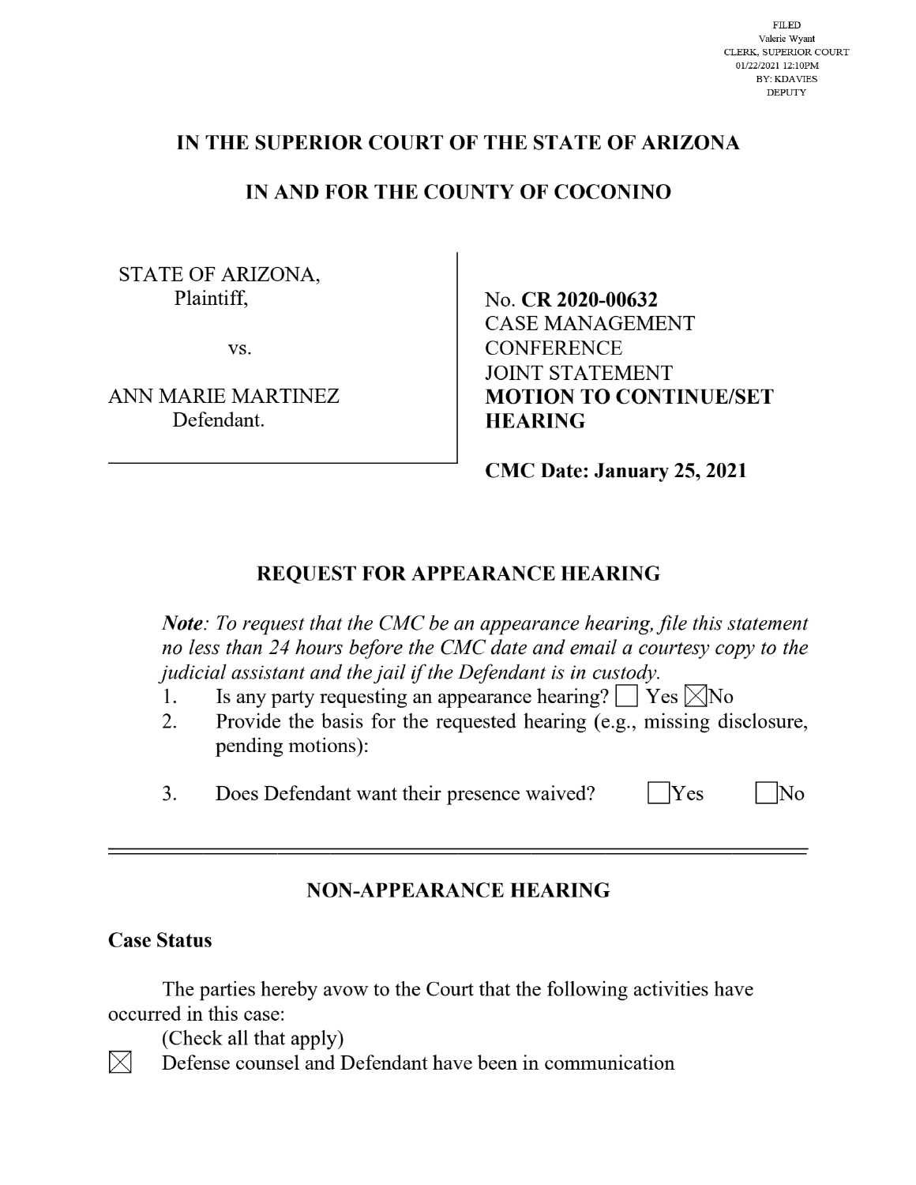FILED
Valerie Wyant
CLERK, SUPERIOR COURT
01/22/2021 12:10PM
BY: KDAVIES
DEPUTY

**IN THE SUPERIOR COURT OF THE STATE OF ARIZONA**

**IN AND FOR THE COUNTY OF COCONINO**

| | |
|---|---|
| STATE OF ARIZONA, Plaintiff, vs. ANN MARIE MARTINEZ Defendant. | No. **CR 2020-00632** CASE MANAGEMENT CONFERENCE JOINT STATEMENT **MOTION TO CONTINUE/SET HEARING** |

**CMC Date: January 25, 2021**

## REQUEST FOR APPEARANCE HEARING

***Note**: To request that the CMC be an appearance hearing, file this statement no less than 24 hours before the CMC date and email a courtesy copy to the judicial assistant and the jail if the Defendant is in custody.*

1. Is any party requesting an appearance hearing? ☐ Yes ☒ No
2. Provide the basis for the requested hearing (e.g., missing disclosure, pending motions):
3. Does Defendant want their presence waived? ☐ Yes ☐ No

---

## NON-APPEARANCE HEARING

### Case Status

The parties hereby avow to the Court that the following activities have occurred in this case:

(Check all that apply)

☒ Defense counsel and Defendant have been in communication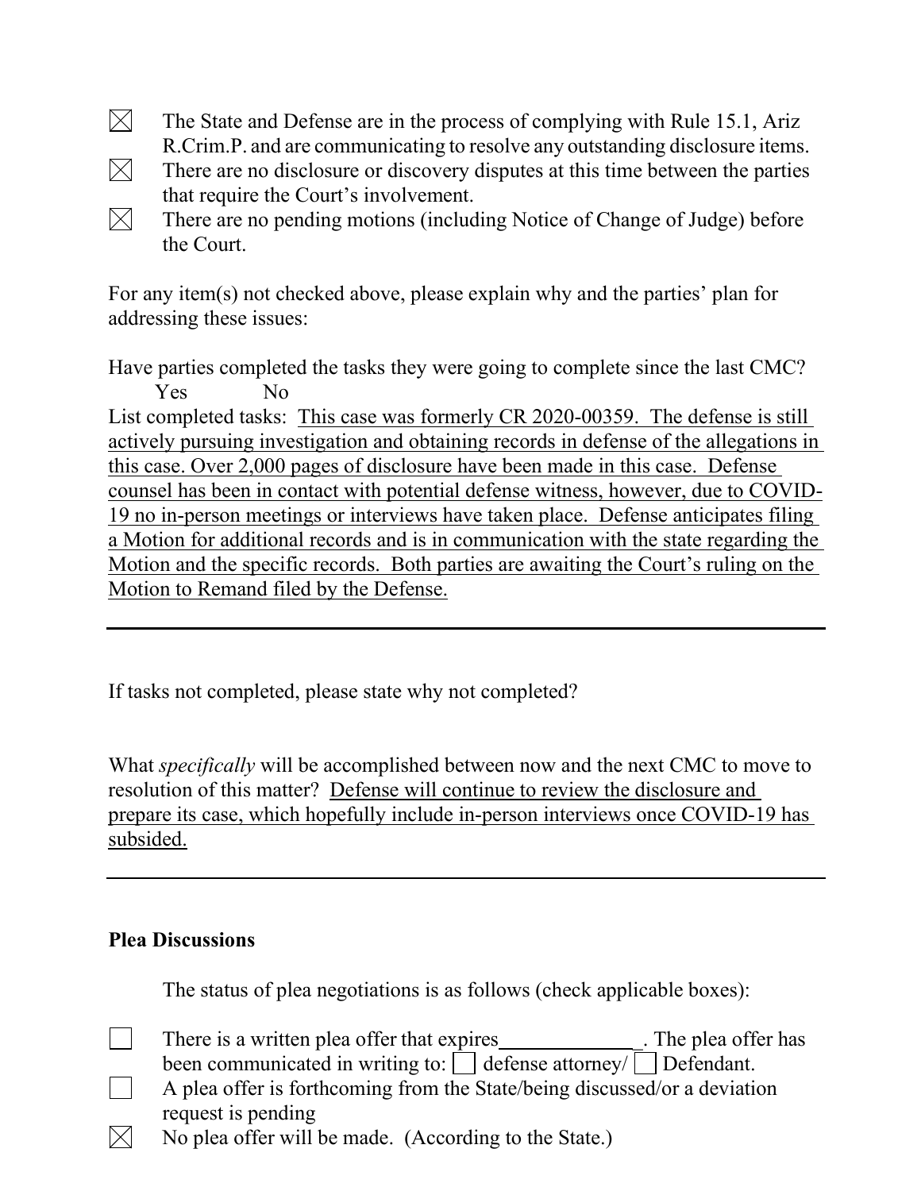☒ The State and Defense are in the process of complying with Rule 15.1, Ariz R.Crim.P. and are communicating to resolve any outstanding disclosure items.

☒ There are no disclosure or discovery disputes at this time between the parties that require the Court's involvement.

☒ There are no pending motions (including Notice of Change of Judge) before the Court.

For any item(s) not checked above, please explain why and the parties' plan for addressing these issues:

Have parties completed the tasks they were going to complete since the last CMC?
Yes No

List completed tasks: This case was formerly CR 2020-00359. The defense is still actively pursuing investigation and obtaining records in defense of the allegations in this case. Over 2,000 pages of disclosure have been made in this case. Defense counsel has been in contact with potential defense witness, however, due to COVID-19 no in-person meetings or interviews have taken place. Defense anticipates filing a Motion for additional records and is in communication with the state regarding the Motion and the specific records. Both parties are awaiting the Court's ruling on the Motion to Remand filed by the Defense.

---

If tasks not completed, please state why not completed?

What *specifically* will be accomplished between now and the next CMC to move to resolution of this matter? Defense will continue to review the disclosure and prepare its case, which hopefully include in-person interviews once COVID-19 has subsided.

---

**Plea Discussions**

The status of plea negotiations is as follows (check applicable boxes):

☐ There is a written plea offer that expires_____________. The plea offer has been communicated in writing to: ☐ defense attorney/ ☐ Defendant.

☐ A plea offer is forthcoming from the State/being discussed/or a deviation request is pending

☒ No plea offer will be made. (According to the State.)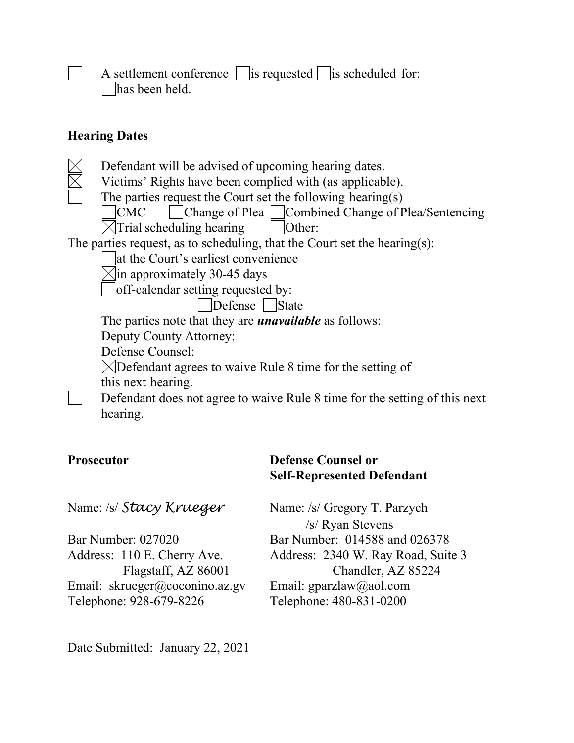☐ A settlement conference ☐ is requested ☐ is scheduled for:
☐ has been held.

**Hearing Dates**

☒ Defendant will be advised of upcoming hearing dates.
☒ Victims' Rights have been complied with (as applicable).
☐ The parties request the Court set the following hearing(s)
☐ CMC ☐ Change of Plea ☐ Combined Change of Plea/Sentencing
☒ Trial scheduling hearing ☐ Other:

The parties request, as to scheduling, that the Court set the hearing(s):
☐ at the Court's earliest convenience
☒ in approximately 30-45 days
☐ off-calendar setting requested by:
☐ Defense ☐ State

The parties note that they are ***unavailable*** as follows:
Deputy County Attorney:
Defense Counsel:
☒ Defendant agrees to waive Rule 8 time for the setting of this next hearing.
☐ Defendant does not agree to waive Rule 8 time for the setting of this next hearing.

**Prosecutor**

Name: /s/ *Stacy Krueger*
Bar Number: 027020
Address: 110 E. Cherry Ave.
Flagstaff, AZ 86001
Email: skrueger@coconino.az.gv
Telephone: 928-679-8226

**Defense Counsel or Self-Represented Defendant**

Name: /s/ Gregory T. Parzych
/s/ Ryan Stevens
Bar Number: 014588 and 026378
Address: 2340 W. Ray Road, Suite 3
Chandler, AZ 85224
Email: gparzlaw@aol.com
Telephone: 480-831-0200

Date Submitted: January 22, 2021